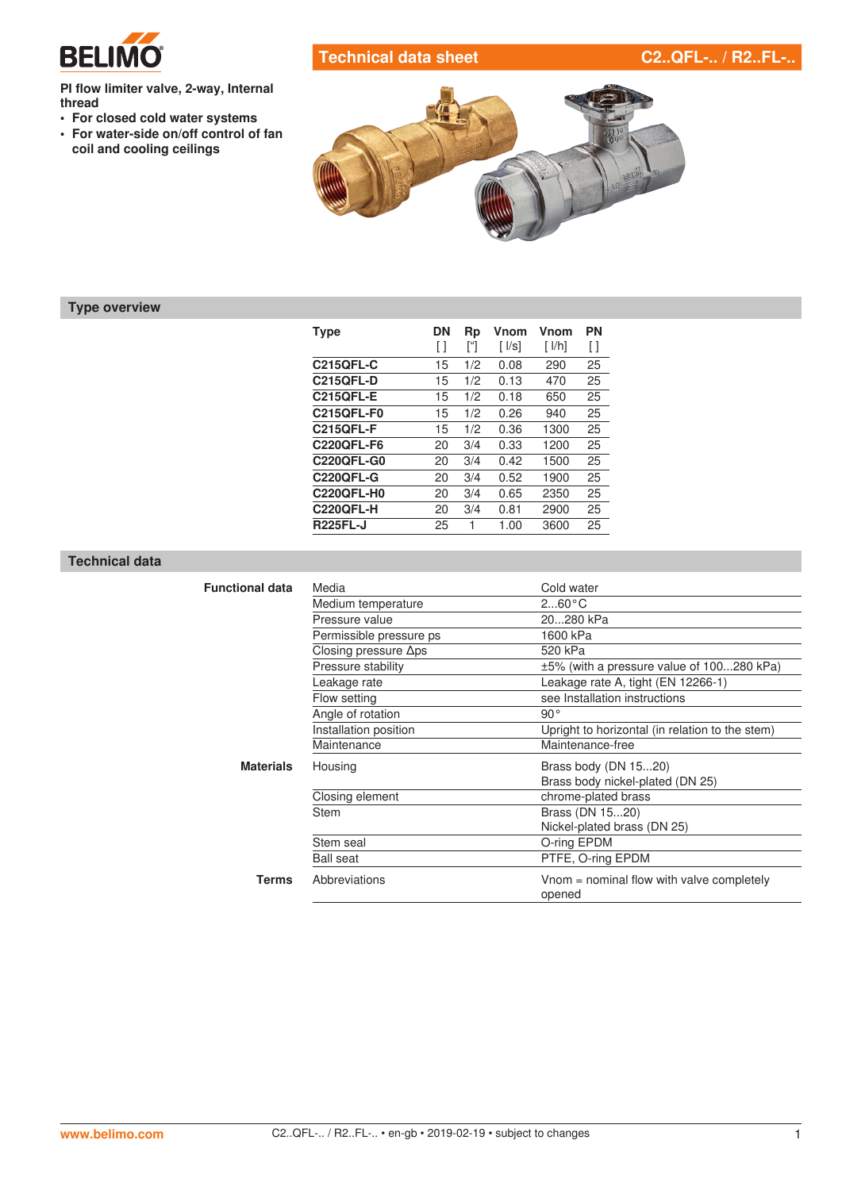BELIMO

# Technical data sheet — C2..QFL-.. / R2..FL-..

**PI flow limiter valve, 2-way, Internal thread**

- **For closed cold water systems**
- **For water-side on/off control of fan coil and cooling ceilings**

## Type overview

| Type | DN [ ] | Rp ["] | Vnom [ l/s] | Vnom [ l/h] | PN [ ] |
|---|---|---|---|---|---|
| **C215QFL-C** | 15 | 1/2 | 0.08 | 290 | 25 |
| **C215QFL-D** | 15 | 1/2 | 0.13 | 470 | 25 |
| **C215QFL-E** | 15 | 1/2 | 0.18 | 650 | 25 |
| **C215QFL-F0** | 15 | 1/2 | 0.26 | 940 | 25 |
| **C215QFL-F** | 15 | 1/2 | 0.36 | 1300 | 25 |
| **C220QFL-F6** | 20 | 3/4 | 0.33 | 1200 | 25 |
| **C220QFL-G0** | 20 | 3/4 | 0.42 | 1500 | 25 |
| **C220QFL-G** | 20 | 3/4 | 0.52 | 1900 | 25 |
| **C220QFL-H0** | 20 | 3/4 | 0.65 | 2350 | 25 |
| **C220QFL-H** | 20 | 3/4 | 0.81 | 2900 | 25 |
| **R225FL-J** | 25 | 1 | 1.00 | 3600 | 25 |

## Technical data

| | | |
|---|---|---|
| **Functional data** | Media | Cold water |
| | Medium temperature | 2...60°C |
| | Pressure value | 20...280 kPa |
| | Permissible pressure ps | 1600 kPa |
| | Closing pressure Δps | 520 kPa |
| | Pressure stability | ±5% (with a pressure value of 100...280 kPa) |
| | Leakage rate | Leakage rate A, tight (EN 12266-1) |
| | Flow setting | see Installation instructions |
| | Angle of rotation | 90° |
| | Installation position | Upright to horizontal (in relation to the stem) |
| | Maintenance | Maintenance-free |
| **Materials** | Housing | Brass body (DN 15...20)<br>Brass body nickel-plated (DN 25) |
| | Closing element | chrome-plated brass |
| | Stem | Brass (DN 15...20)<br>Nickel-plated brass (DN 25) |
| | Stem seal | O-ring EPDM |
| | Ball seat | PTFE, O-ring EPDM |
| **Terms** | Abbreviations | Vnom = nominal flow with valve completely opened |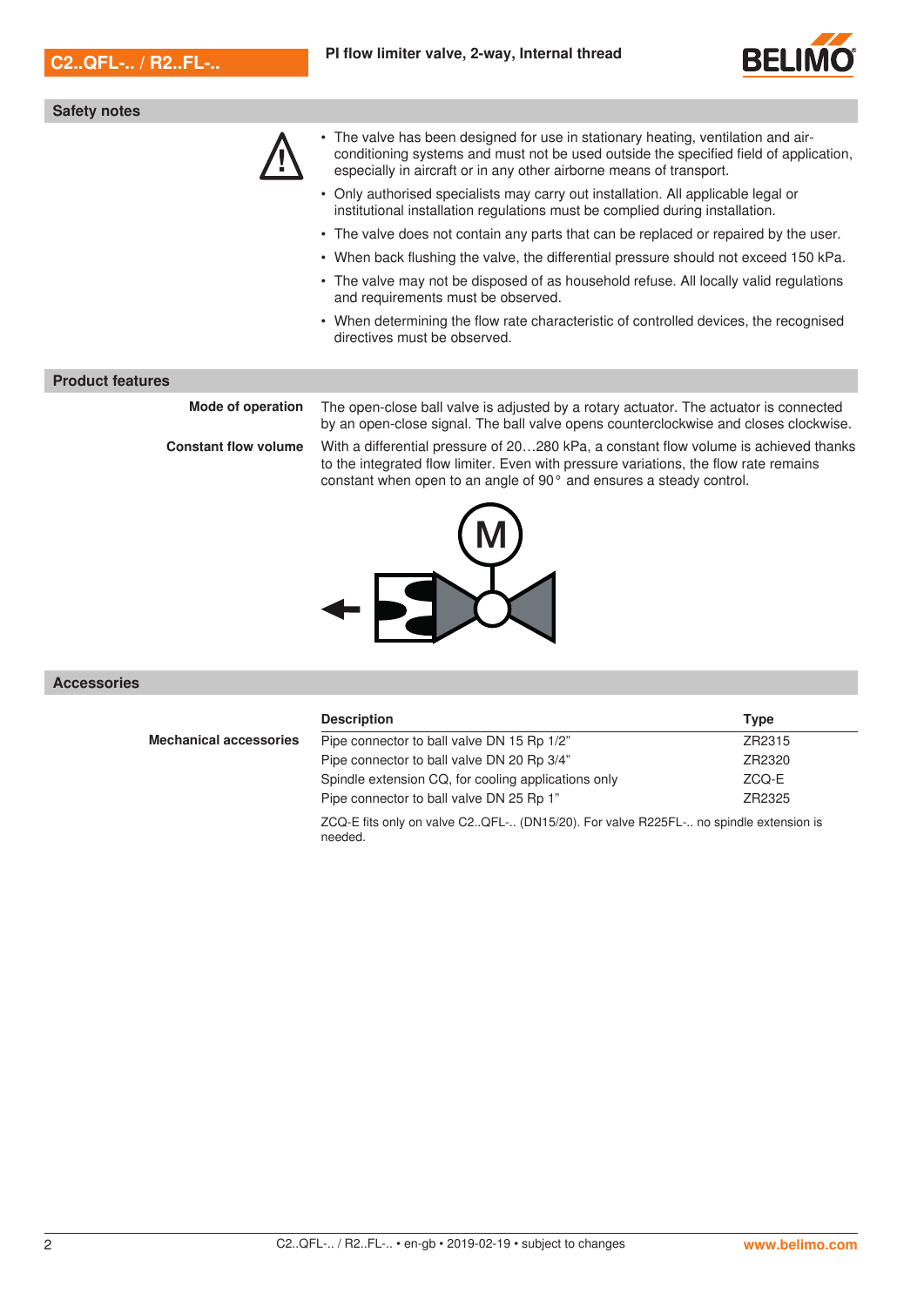## Safety notes

- The valve has been designed for use in stationary heating, ventilation and air-conditioning systems and must not be used outside the specified field of application, especially in aircraft or in any other airborne means of transport.
- Only authorised specialists may carry out installation. All applicable legal or institutional installation regulations must be complied during installation.
- The valve does not contain any parts that can be replaced or repaired by the user.
- When back flushing the valve, the differential pressure should not exceed 150 kPa.
- The valve may not be disposed of as household refuse. All locally valid regulations and requirements must be observed.
- When determining the flow rate characteristic of controlled devices, the recognised directives must be observed.

## Product features

**Mode of operation**

The open-close ball valve is adjusted by a rotary actuator. The actuator is connected by an open-close signal. The ball valve opens counterclockwise and closes clockwise.

**Constant flow volume**

With a differential pressure of 20…280 kPa, a constant flow volume is achieved thanks to the integrated flow limiter. Even with pressure variations, the flow rate remains constant when open to an angle of 90° and ensures a steady control.

## Accessories

**Mechanical accessories**

| Description | Type |
|---|---|
| Pipe connector to ball valve DN 15 Rp 1/2" | ZR2315 |
| Pipe connector to ball valve DN 20 Rp 3/4" | ZR2320 |
| Spindle extension CQ, for cooling applications only | ZCQ-E |
| Pipe connector to ball valve DN 25 Rp 1" | ZR2325 |

ZCQ-E fits only on valve C2..QFL-.. (DN15/20). For valve R225FL-.. no spindle extension is needed.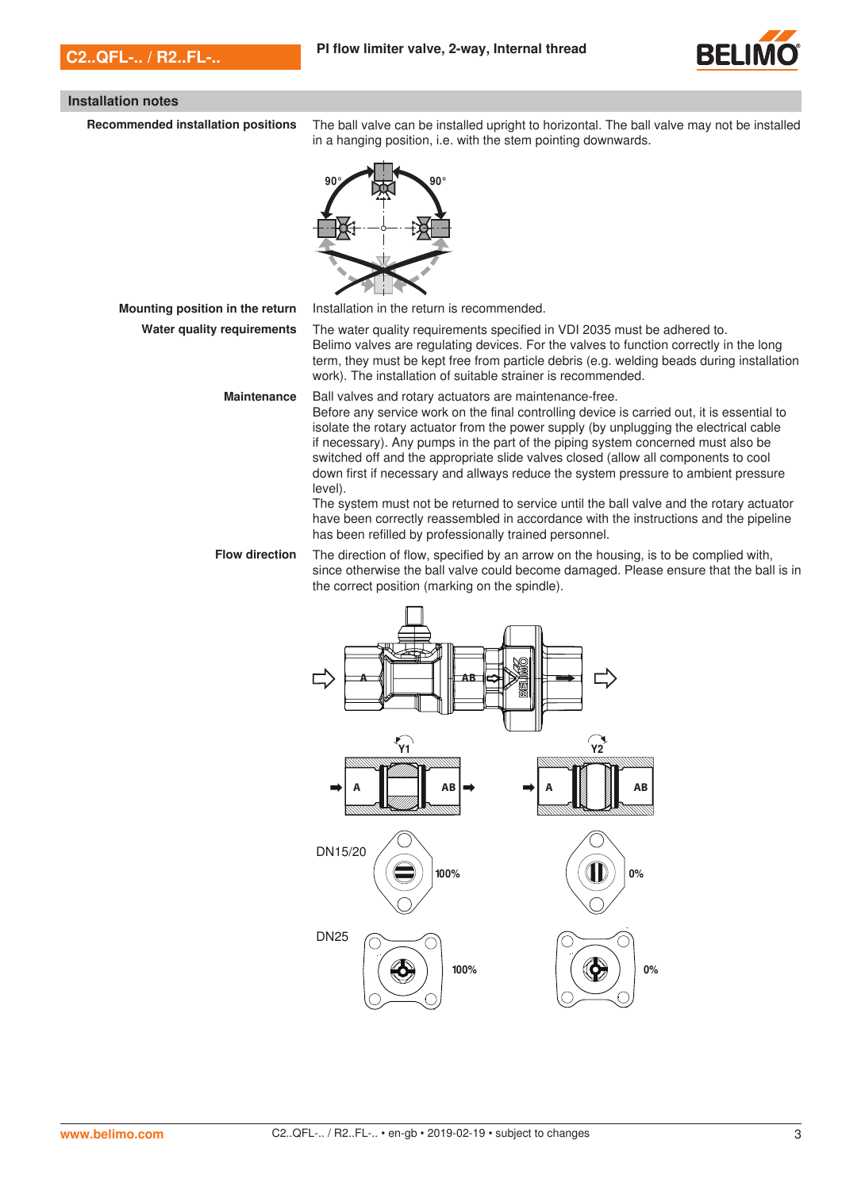## Installation notes

**Recommended installation positions**

The ball valve can be installed upright to horizontal. The ball valve may not be installed in a hanging position, i.e. with the stem pointing downwards.

**Mounting position in the return**

Installation in the return is recommended.

**Water quality requirements**

The water quality requirements specified in VDI 2035 must be adhered to.
Belimo valves are regulating devices. For the valves to function correctly in the long term, they must be kept free from particle debris (e.g. welding beads during installation work). The installation of suitable strainer is recommended.

**Maintenance**

Ball valves and rotary actuators are maintenance-free.
Before any service work on the final controlling device is carried out, it is essential to isolate the rotary actuator from the power supply (by unplugging the electrical cable if necessary). Any pumps in the part of the piping system concerned must also be switched off and the appropriate slide valves closed (allow all components to cool down first if necessary and allways reduce the system pressure to ambient pressure level).
The system must not be returned to service until the ball valve and the rotary actuator have been correctly reassembled in accordance with the instructions and the pipeline has been refilled by professionally trained personnel.

**Flow direction**

The direction of flow, specified by an arrow on the housing, is to be complied with, since otherwise the ball valve could become damaged. Please ensure that the ball is in the correct position (marking on the spindle).

DN15/20: 100% / 0%

DN25: 100% / 0%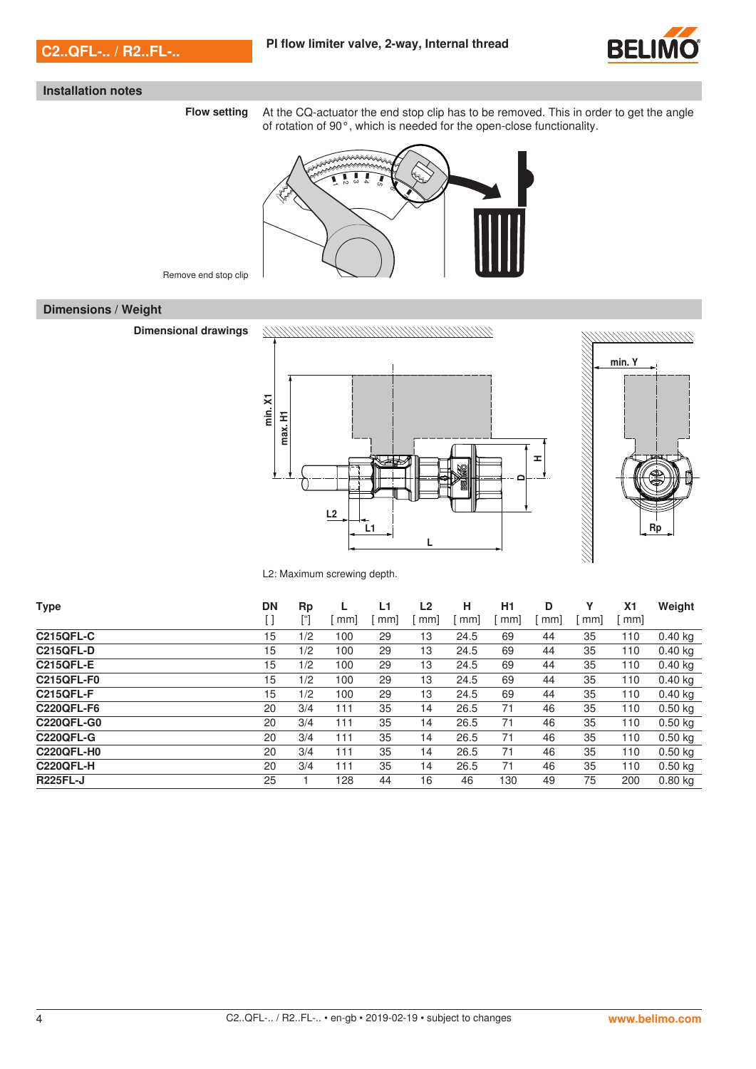## Installation notes

**Flow setting**

At the CQ-actuator the end stop clip has to be removed. This in order to get the angle of rotation of 90°, which is needed for the open-close functionality.

Remove end stop clip

## Dimensions / Weight

**Dimensional drawings**

min. X1

max. H1

H

D

L2

L1

L

min. Y

Rp

L2: Maximum screwing depth.

| Type | DN | Rp | L | L1 | L2 | H | H1 | D | Y | X1 | Weight |
|---|---|---|---|---|---|---|---|---|---|---|---|
| | [ ] | ["] | [ mm] | [ mm] | [ mm] | [ mm] | [ mm] | [ mm] | [ mm] | [ mm] | |
| **C215QFL-C** | 15 | 1/2 | 100 | 29 | 13 | 24.5 | 69 | 44 | 35 | 110 | 0.40 kg |
| **C215QFL-D** | 15 | 1/2 | 100 | 29 | 13 | 24.5 | 69 | 44 | 35 | 110 | 0.40 kg |
| **C215QFL-E** | 15 | 1/2 | 100 | 29 | 13 | 24.5 | 69 | 44 | 35 | 110 | 0.40 kg |
| **C215QFL-F0** | 15 | 1/2 | 100 | 29 | 13 | 24.5 | 69 | 44 | 35 | 110 | 0.40 kg |
| **C215QFL-F** | 15 | 1/2 | 100 | 29 | 13 | 24.5 | 69 | 44 | 35 | 110 | 0.40 kg |
| **C220QFL-F6** | 20 | 3/4 | 111 | 35 | 14 | 26.5 | 71 | 46 | 35 | 110 | 0.50 kg |
| **C220QFL-G0** | 20 | 3/4 | 111 | 35 | 14 | 26.5 | 71 | 46 | 35 | 110 | 0.50 kg |
| **C220QFL-G** | 20 | 3/4 | 111 | 35 | 14 | 26.5 | 71 | 46 | 35 | 110 | 0.50 kg |
| **C220QFL-H0** | 20 | 3/4 | 111 | 35 | 14 | 26.5 | 71 | 46 | 35 | 110 | 0.50 kg |
| **C220QFL-H** | 20 | 3/4 | 111 | 35 | 14 | 26.5 | 71 | 46 | 35 | 110 | 0.50 kg |
| **R225FL-J** | 25 | 1 | 128 | 44 | 16 | 46 | 130 | 49 | 75 | 200 | 0.80 kg |